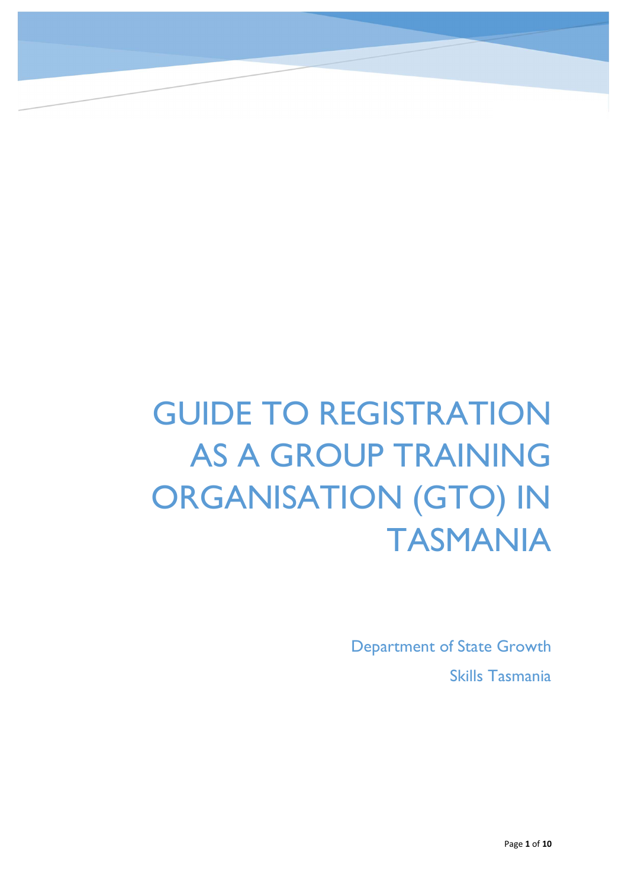# GUIDE TO REGISTRATION AS A GROUP TRAINING ORGANISATION (GTO) IN TASMANIA

Department of State Growth

Skills Tasmania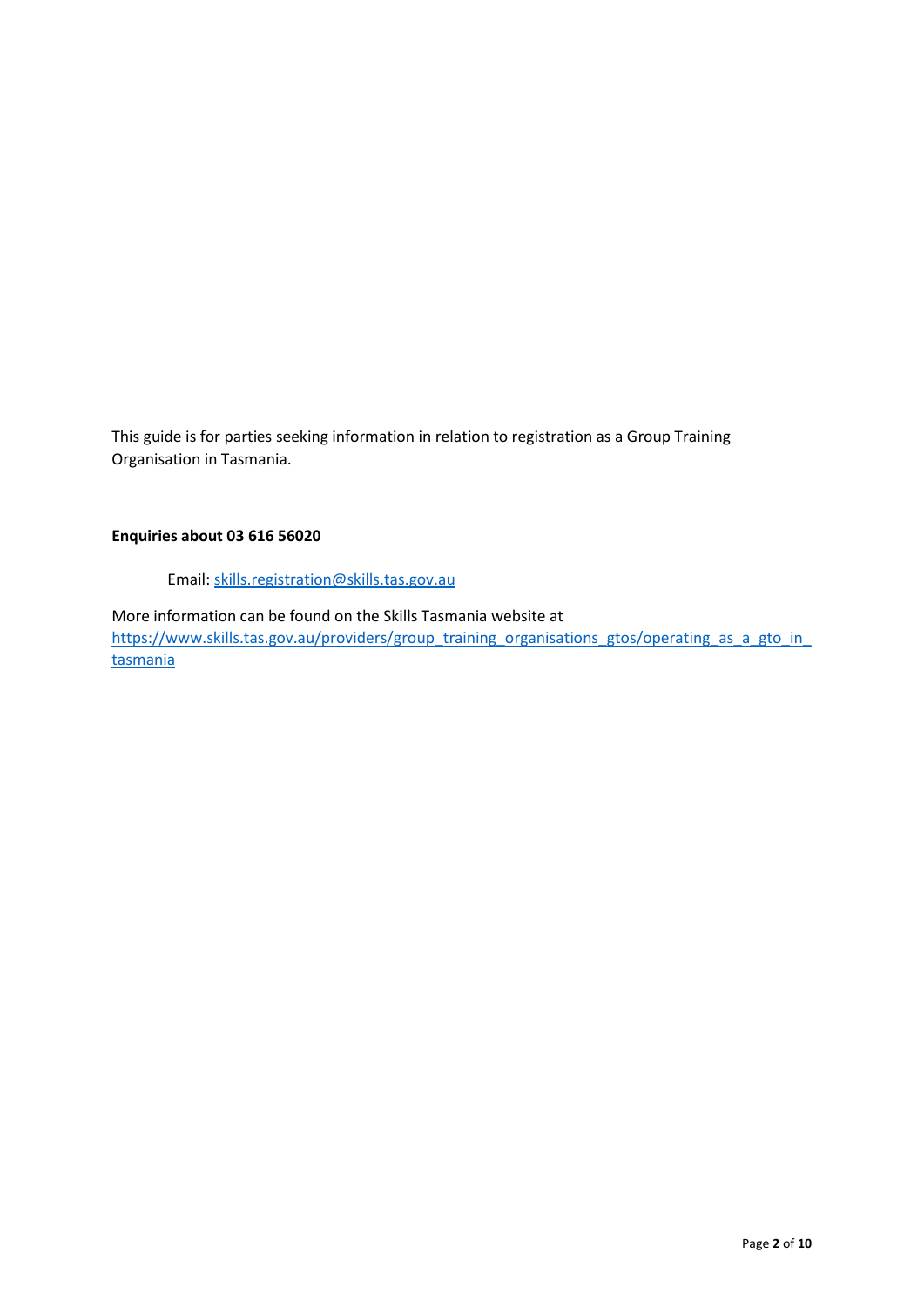This guide is for parties seeking information in relation to registration as a Group Training Organisation in Tasmania.

**Enquiries about 03 616 56020**

Email: skills.registration@skills.tas.gov.au

More information can be found on the Skills Tasmania website at https://www.skills.tas.gov.au/providers/group_training_organisations_gtos/operating_as_a_gto_in_tasmania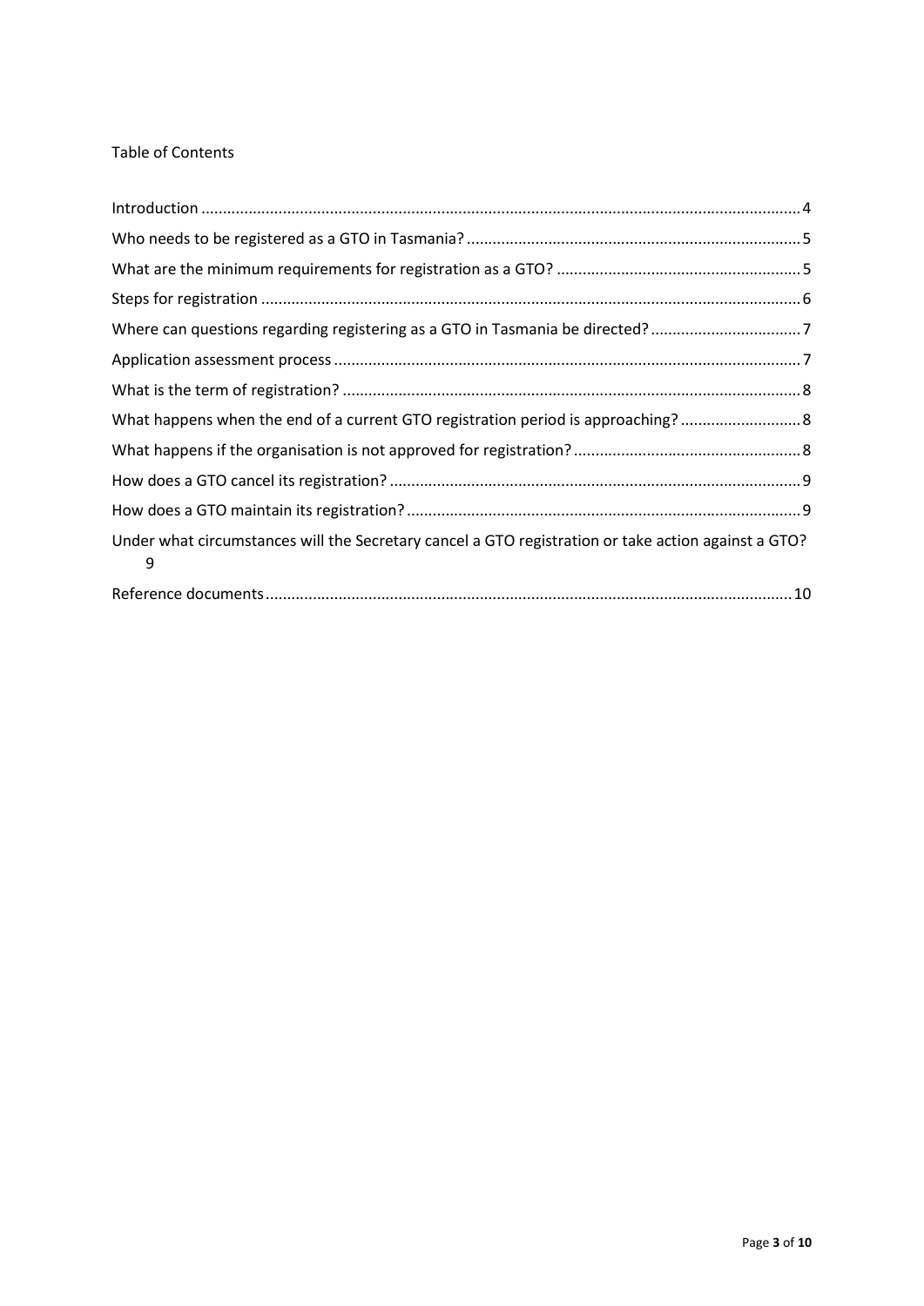# Table of Contents

- Introduction .......... 4
- Who needs to be registered as a GTO in Tasmania? .......... 5
- What are the minimum requirements for registration as a GTO? .......... 5
- Steps for registration .......... 6
- Where can questions regarding registering as a GTO in Tasmania be directed? .......... 7
- Application assessment process .......... 7
- What is the term of registration? .......... 8
- What happens when the end of a current GTO registration period is approaching? .......... 8
- What happens if the organisation is not approved for registration? .......... 8
- How does a GTO cancel its registration? .......... 9
- How does a GTO maintain its registration? .......... 9
- Under what circumstances will the Secretary cancel a GTO registration or take action against a GTO? 9
- Reference documents .......... 10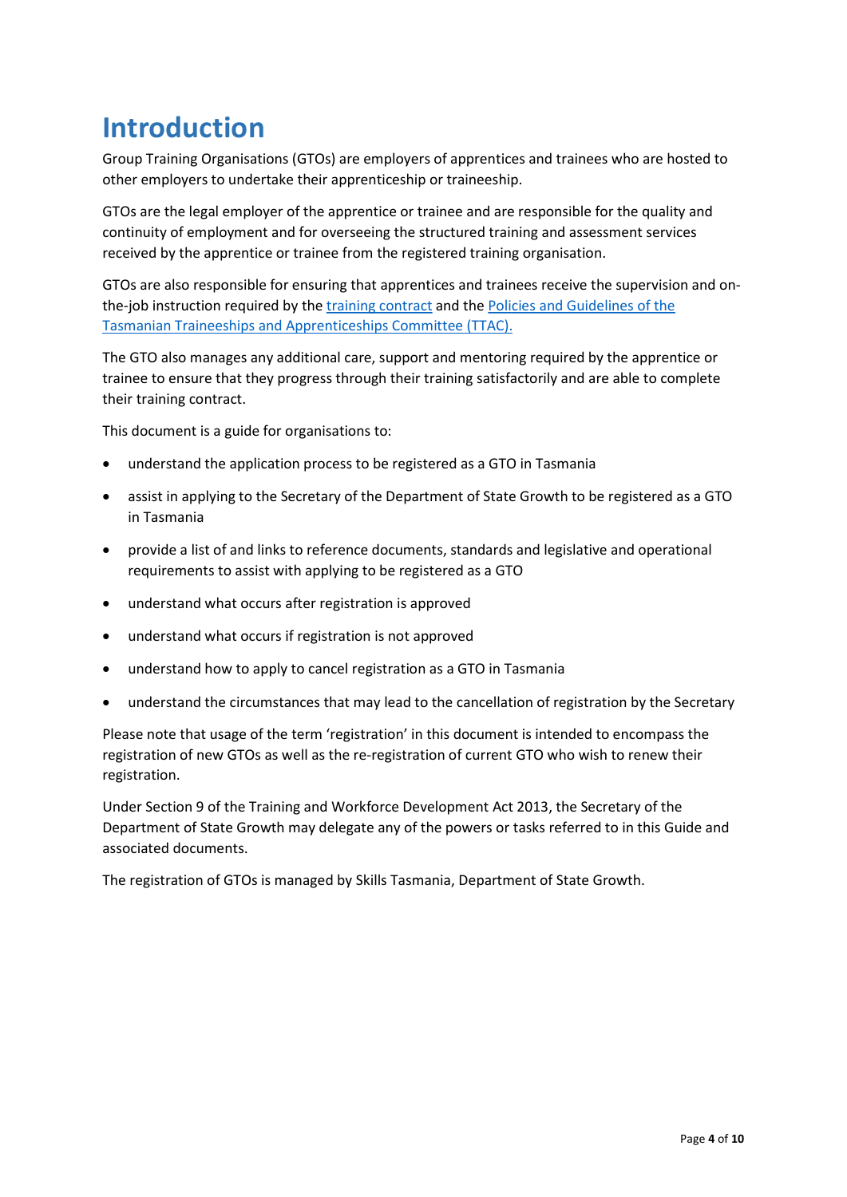# Introduction

Group Training Organisations (GTOs) are employers of apprentices and trainees who are hosted to other employers to undertake their apprenticeship or traineeship.

GTOs are the legal employer of the apprentice or trainee and are responsible for the quality and continuity of employment and for overseeing the structured training and assessment services received by the apprentice or trainee from the registered training organisation.

GTOs are also responsible for ensuring that apprentices and trainees receive the supervision and on-the-job instruction required by the training contract and the Policies and Guidelines of the Tasmanian Traineeships and Apprenticeships Committee (TTAC).

The GTO also manages any additional care, support and mentoring required by the apprentice or trainee to ensure that they progress through their training satisfactorily and are able to complete their training contract.

This document is a guide for organisations to:

- understand the application process to be registered as a GTO in Tasmania
- assist in applying to the Secretary of the Department of State Growth to be registered as a GTO in Tasmania
- provide a list of and links to reference documents, standards and legislative and operational requirements to assist with applying to be registered as a GTO
- understand what occurs after registration is approved
- understand what occurs if registration is not approved
- understand how to apply to cancel registration as a GTO in Tasmania
- understand the circumstances that may lead to the cancellation of registration by the Secretary

Please note that usage of the term 'registration' in this document is intended to encompass the registration of new GTOs as well as the re-registration of current GTO who wish to renew their registration.

Under Section 9 of the Training and Workforce Development Act 2013, the Secretary of the Department of State Growth may delegate any of the powers or tasks referred to in this Guide and associated documents.

The registration of GTOs is managed by Skills Tasmania, Department of State Growth.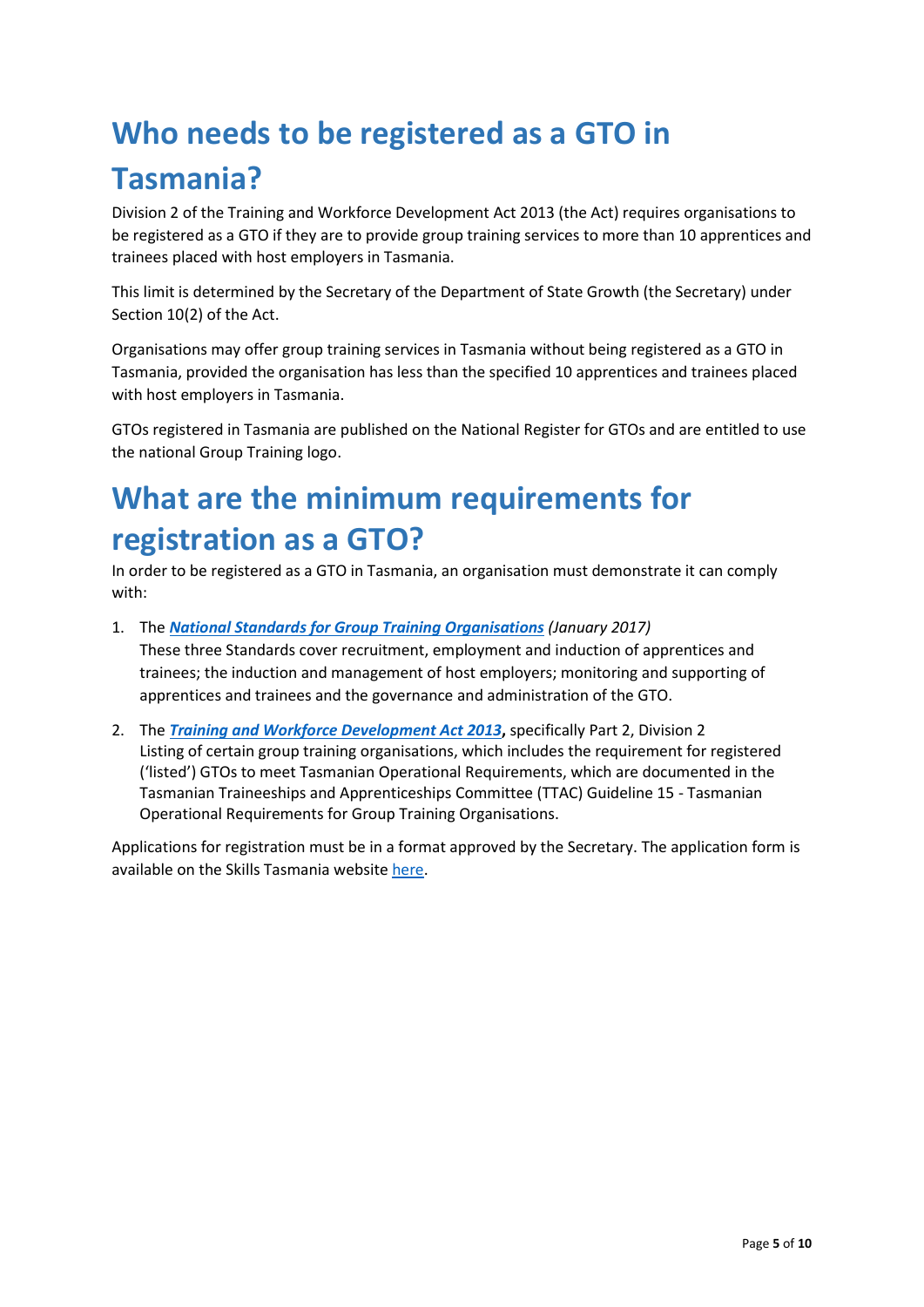# Who needs to be registered as a GTO in Tasmania?

Division 2 of the Training and Workforce Development Act 2013 (the Act) requires organisations to be registered as a GTO if they are to provide group training services to more than 10 apprentices and trainees placed with host employers in Tasmania.

This limit is determined by the Secretary of the Department of State Growth (the Secretary) under Section 10(2) of the Act.

Organisations may offer group training services in Tasmania without being registered as a GTO in Tasmania, provided the organisation has less than the specified 10 apprentices and trainees placed with host employers in Tasmania.

GTOs registered in Tasmania are published on the National Register for GTOs and are entitled to use the national Group Training logo.

# What are the minimum requirements for registration as a GTO?

In order to be registered as a GTO in Tasmania, an organisation must demonstrate it can comply with:

1. The ***National Standards for Group Training Organisations*** *(January 2017)*
   These three Standards cover recruitment, employment and induction of apprentices and trainees; the induction and management of host employers; monitoring and supporting of apprentices and trainees and the governance and administration of the GTO.

2. The ***Training and Workforce Development Act 2013*****,** specifically Part 2, Division 2
   Listing of certain group training organisations, which includes the requirement for registered ('listed') GTOs to meet Tasmanian Operational Requirements, which are documented in the Tasmanian Traineeships and Apprenticeships Committee (TTAC) Guideline 15 - Tasmanian Operational Requirements for Group Training Organisations.

Applications for registration must be in a format approved by the Secretary. The application form is available on the Skills Tasmania website here.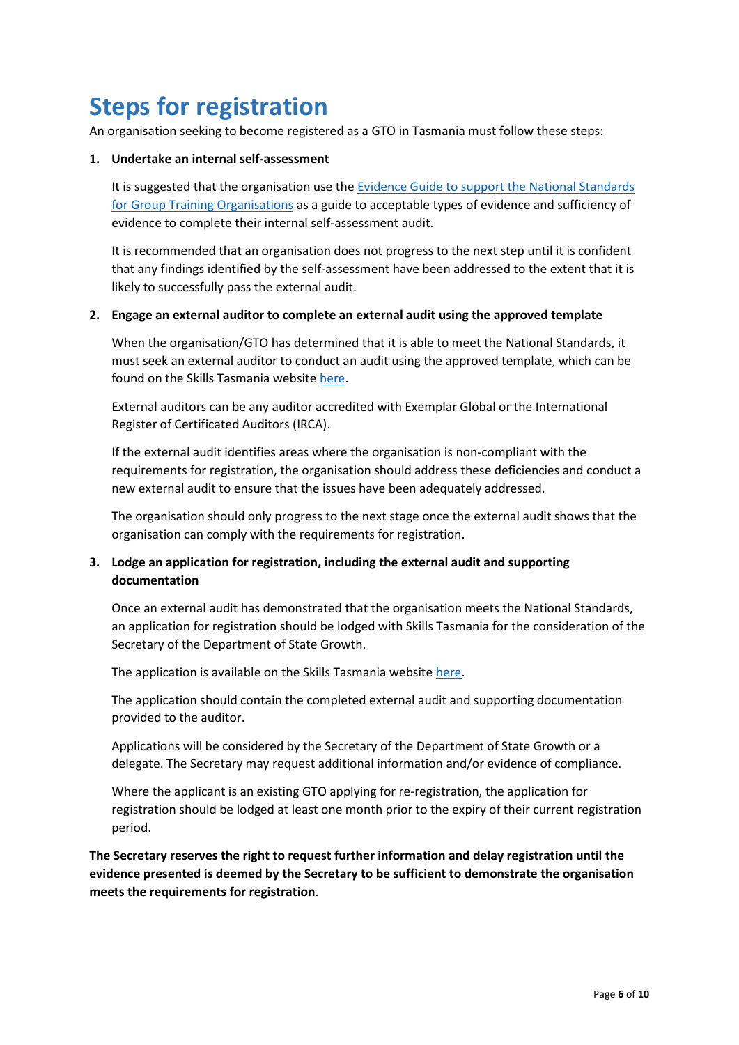# Steps for registration

An organisation seeking to become registered as a GTO in Tasmania must follow these steps:

1. **Undertake an internal self-assessment**

   It is suggested that the organisation use the Evidence Guide to support the National Standards for Group Training Organisations as a guide to acceptable types of evidence and sufficiency of evidence to complete their internal self-assessment audit.

   It is recommended that an organisation does not progress to the next step until it is confident that any findings identified by the self-assessment have been addressed to the extent that it is likely to successfully pass the external audit.

2. **Engage an external auditor to complete an external audit using the approved template**

   When the organisation/GTO has determined that it is able to meet the National Standards, it must seek an external auditor to conduct an audit using the approved template, which can be found on the Skills Tasmania website here.

   External auditors can be any auditor accredited with Exemplar Global or the International Register of Certificated Auditors (IRCA).

   If the external audit identifies areas where the organisation is non-compliant with the requirements for registration, the organisation should address these deficiencies and conduct a new external audit to ensure that the issues have been adequately addressed.

   The organisation should only progress to the next stage once the external audit shows that the organisation can comply with the requirements for registration.

3. **Lodge an application for registration, including the external audit and supporting documentation**

   Once an external audit has demonstrated that the organisation meets the National Standards, an application for registration should be lodged with Skills Tasmania for the consideration of the Secretary of the Department of State Growth.

   The application is available on the Skills Tasmania website here.

   The application should contain the completed external audit and supporting documentation provided to the auditor.

   Applications will be considered by the Secretary of the Department of State Growth or a delegate. The Secretary may request additional information and/or evidence of compliance.

   Where the applicant is an existing GTO applying for re-registration, the application for registration should be lodged at least one month prior to the expiry of their current registration period.

**The Secretary reserves the right to request further information and delay registration until the evidence presented is deemed by the Secretary to be sufficient to demonstrate the organisation meets the requirements for registration**.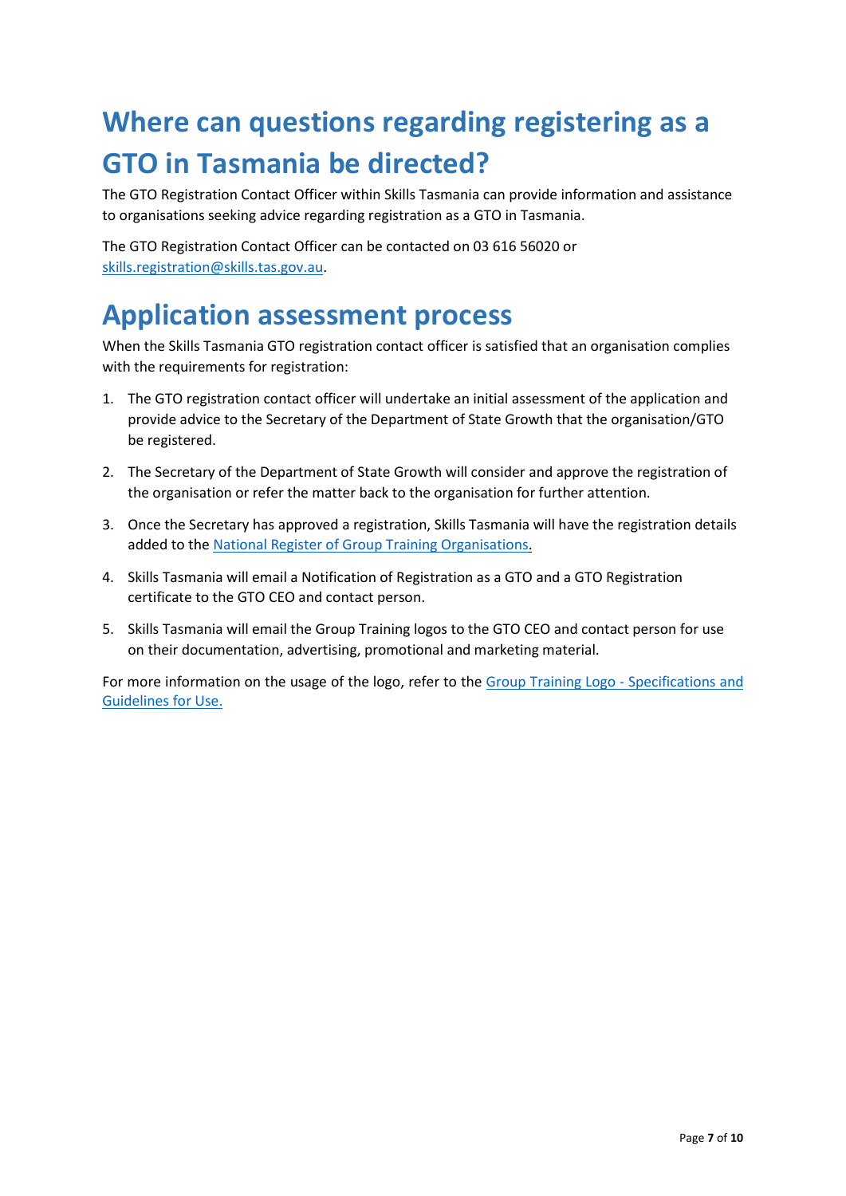# Where can questions regarding registering as a GTO in Tasmania be directed?

The GTO Registration Contact Officer within Skills Tasmania can provide information and assistance to organisations seeking advice regarding registration as a GTO in Tasmania.

The GTO Registration Contact Officer can be contacted on 03 616 56020 or [skills.registration@skills.tas.gov.au](mailto:skills.registration@skills.tas.gov.au).

# Application assessment process

When the Skills Tasmania GTO registration contact officer is satisfied that an organisation complies with the requirements for registration:

1. The GTO registration contact officer will undertake an initial assessment of the application and provide advice to the Secretary of the Department of State Growth that the organisation/GTO be registered.
2. The Secretary of the Department of State Growth will consider and approve the registration of the organisation or refer the matter back to the organisation for further attention.
3. Once the Secretary has approved a registration, Skills Tasmania will have the registration details added to the National Register of Group Training Organisations.
4. Skills Tasmania will email a Notification of Registration as a GTO and a GTO Registration certificate to the GTO CEO and contact person.
5. Skills Tasmania will email the Group Training logos to the GTO CEO and contact person for use on their documentation, advertising, promotional and marketing material.

For more information on the usage of the logo, refer to the Group Training Logo - Specifications and Guidelines for Use.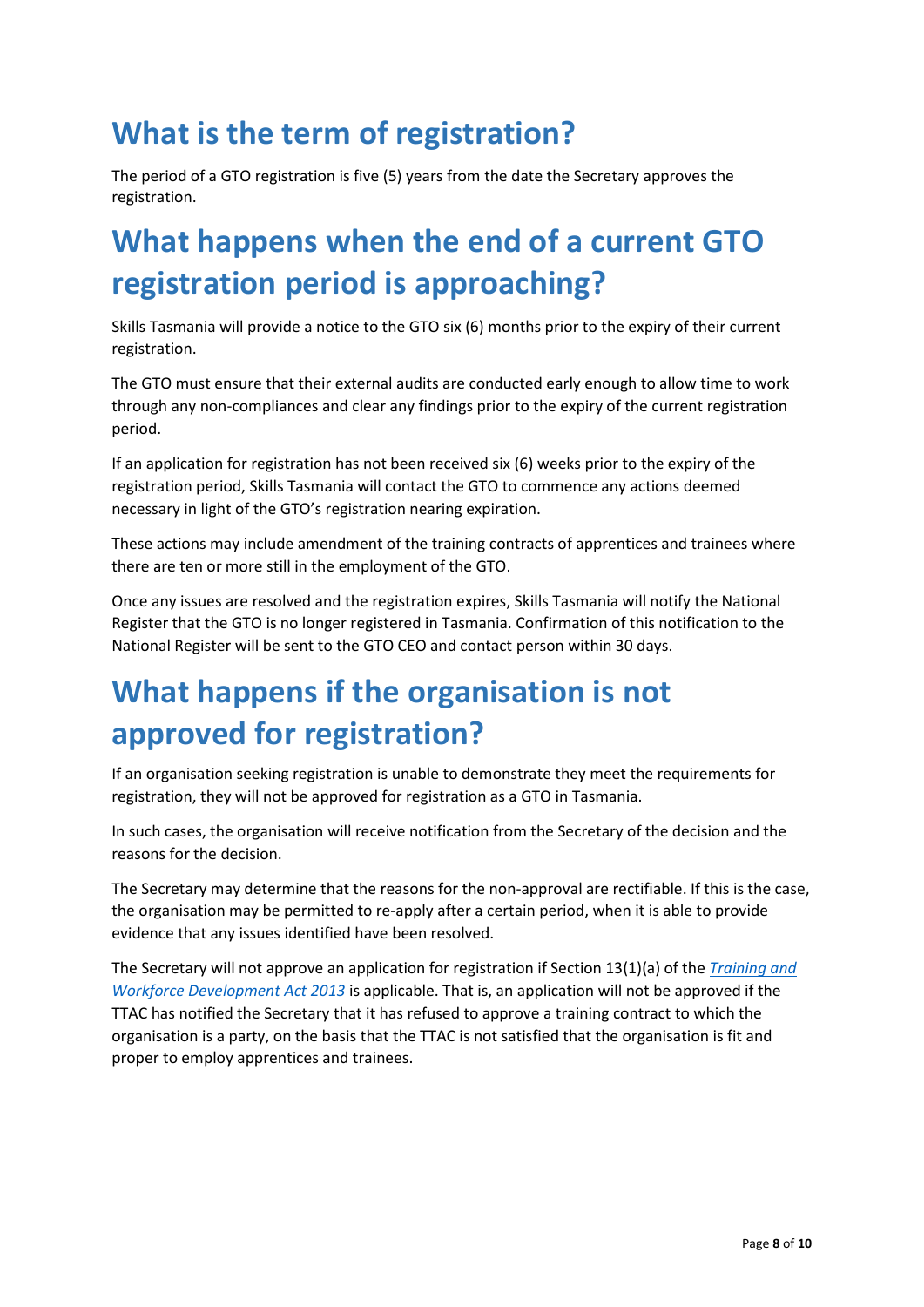# What is the term of registration?

The period of a GTO registration is five (5) years from the date the Secretary approves the registration.

# What happens when the end of a current GTO registration period is approaching?

Skills Tasmania will provide a notice to the GTO six (6) months prior to the expiry of their current registration.

The GTO must ensure that their external audits are conducted early enough to allow time to work through any non-compliances and clear any findings prior to the expiry of the current registration period.

If an application for registration has not been received six (6) weeks prior to the expiry of the registration period, Skills Tasmania will contact the GTO to commence any actions deemed necessary in light of the GTO's registration nearing expiration.

These actions may include amendment of the training contracts of apprentices and trainees where there are ten or more still in the employment of the GTO.

Once any issues are resolved and the registration expires, Skills Tasmania will notify the National Register that the GTO is no longer registered in Tasmania. Confirmation of this notification to the National Register will be sent to the GTO CEO and contact person within 30 days.

# What happens if the organisation is not approved for registration?

If an organisation seeking registration is unable to demonstrate they meet the requirements for registration, they will not be approved for registration as a GTO in Tasmania.

In such cases, the organisation will receive notification from the Secretary of the decision and the reasons for the decision.

The Secretary may determine that the reasons for the non-approval are rectifiable. If this is the case, the organisation may be permitted to re-apply after a certain period, when it is able to provide evidence that any issues identified have been resolved.

The Secretary will not approve an application for registration if Section 13(1)(a) of the *Training and Workforce Development Act 2013* is applicable. That is, an application will not be approved if the TTAC has notified the Secretary that it has refused to approve a training contract to which the organisation is a party, on the basis that the TTAC is not satisfied that the organisation is fit and proper to employ apprentices and trainees.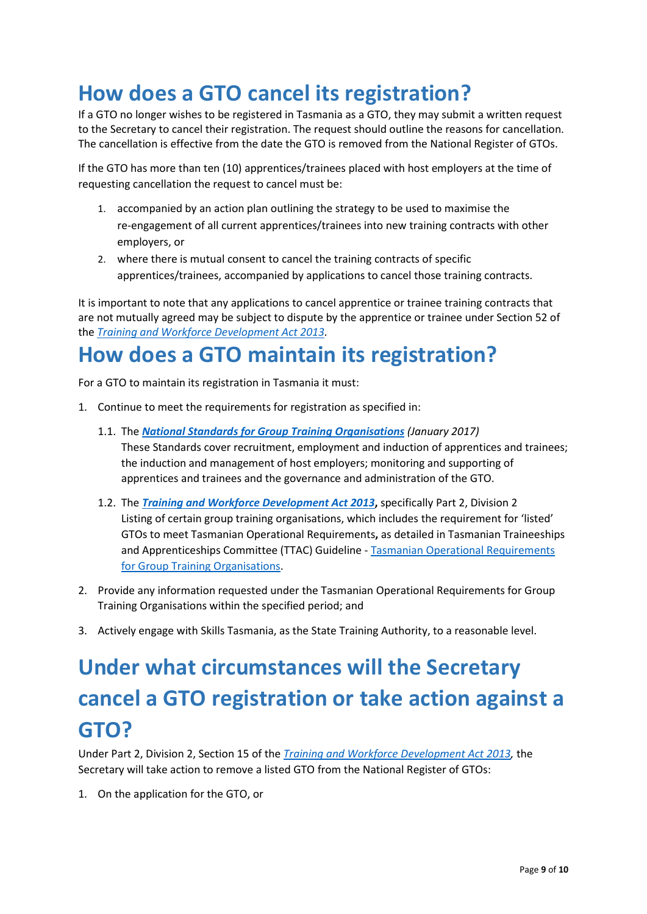# How does a GTO cancel its registration?

If a GTO no longer wishes to be registered in Tasmania as a GTO, they may submit a written request to the Secretary to cancel their registration. The request should outline the reasons for cancellation. The cancellation is effective from the date the GTO is removed from the National Register of GTOs.

If the GTO has more than ten (10) apprentices/trainees placed with host employers at the time of requesting cancellation the request to cancel must be:

1. accompanied by an action plan outlining the strategy to be used to maximise the re-engagement of all current apprentices/trainees into new training contracts with other employers, or
2. where there is mutual consent to cancel the training contracts of specific apprentices/trainees, accompanied by applications to cancel those training contracts.

It is important to note that any applications to cancel apprentice or trainee training contracts that are not mutually agreed may be subject to dispute by the apprentice or trainee under Section 52 of the *Training and Workforce Development Act 2013*.

# How does a GTO maintain its registration?

For a GTO to maintain its registration in Tasmania it must:

1. Continue to meet the requirements for registration as specified in:

   1.1. The ***National Standards for Group Training Organisations*** *(January 2017)*
   These Standards cover recruitment, employment and induction of apprentices and trainees; the induction and management of host employers; monitoring and supporting of apprentices and trainees and the governance and administration of the GTO.

   1.2. The ***Training and Workforce Development Act 2013*****,** specifically Part 2, Division 2 Listing of certain group training organisations, which includes the requirement for 'listed' GTOs to meet Tasmanian Operational Requirements**,** as detailed in Tasmanian Traineeships and Apprenticeships Committee (TTAC) Guideline - Tasmanian Operational Requirements for Group Training Organisations.

2. Provide any information requested under the Tasmanian Operational Requirements for Group Training Organisations within the specified period; and

3. Actively engage with Skills Tasmania, as the State Training Authority, to a reasonable level.

# Under what circumstances will the Secretary cancel a GTO registration or take action against a GTO?

Under Part 2, Division 2, Section 15 of the *Training and Workforce Development Act 2013*, the Secretary will take action to remove a listed GTO from the National Register of GTOs:

1. On the application for the GTO, or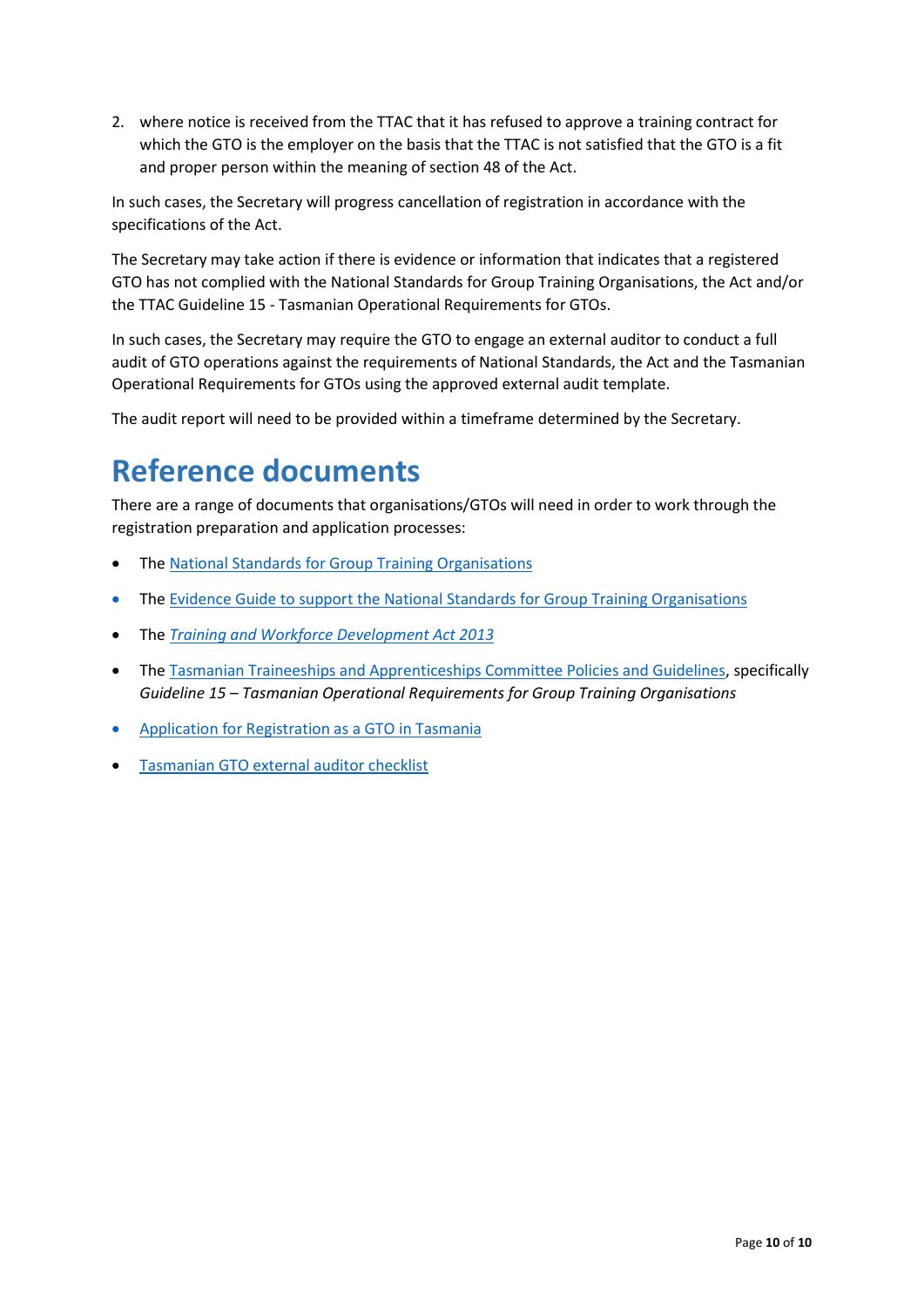2. where notice is received from the TTAC that it has refused to approve a training contract for which the GTO is the employer on the basis that the TTAC is not satisfied that the GTO is a fit and proper person within the meaning of section 48 of the Act.

In such cases, the Secretary will progress cancellation of registration in accordance with the specifications of the Act.

The Secretary may take action if there is evidence or information that indicates that a registered GTO has not complied with the National Standards for Group Training Organisations, the Act and/or the TTAC Guideline 15 - Tasmanian Operational Requirements for GTOs.

In such cases, the Secretary may require the GTO to engage an external auditor to conduct a full audit of GTO operations against the requirements of National Standards, the Act and the Tasmanian Operational Requirements for GTOs using the approved external audit template.

The audit report will need to be provided within a timeframe determined by the Secretary.

# Reference documents

There are a range of documents that organisations/GTOs will need in order to work through the registration preparation and application processes:

- The National Standards for Group Training Organisations
- The Evidence Guide to support the National Standards for Group Training Organisations
- The *Training and Workforce Development Act 2013*
- The Tasmanian Traineeships and Apprenticeships Committee Policies and Guidelines, specifically *Guideline 15 – Tasmanian Operational Requirements for Group Training Organisations*
- Application for Registration as a GTO in Tasmania
- Tasmanian GTO external auditor checklist